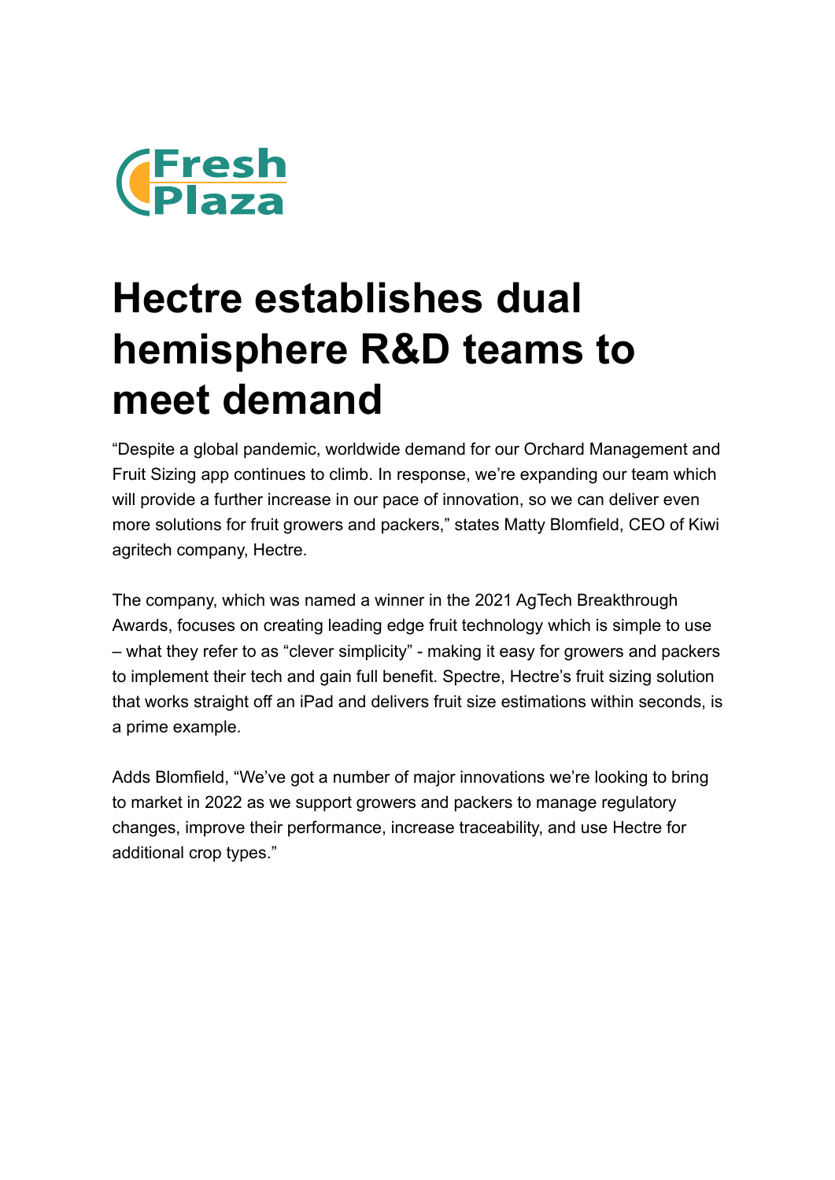Fresh Plaza

# Hectre establishes dual hemisphere R&D teams to meet demand

“Despite a global pandemic, worldwide demand for our Orchard Management and Fruit Sizing app continues to climb. In response, we’re expanding our team which will provide a further increase in our pace of innovation, so we can deliver even more solutions for fruit growers and packers,” states Matty Blomfield, CEO of Kiwi agritech company, Hectre.

The company, which was named a winner in the 2021 AgTech Breakthrough Awards, focuses on creating leading edge fruit technology which is simple to use – what they refer to as “clever simplicity” - making it easy for growers and packers to implement their tech and gain full benefit. Spectre, Hectre’s fruit sizing solution that works straight off an iPad and delivers fruit size estimations within seconds, is a prime example.

Adds Blomfield, “We’ve got a number of major innovations we’re looking to bring to market in 2022 as we support growers and packers to manage regulatory changes, improve their performance, increase traceability, and use Hectre for additional crop types.”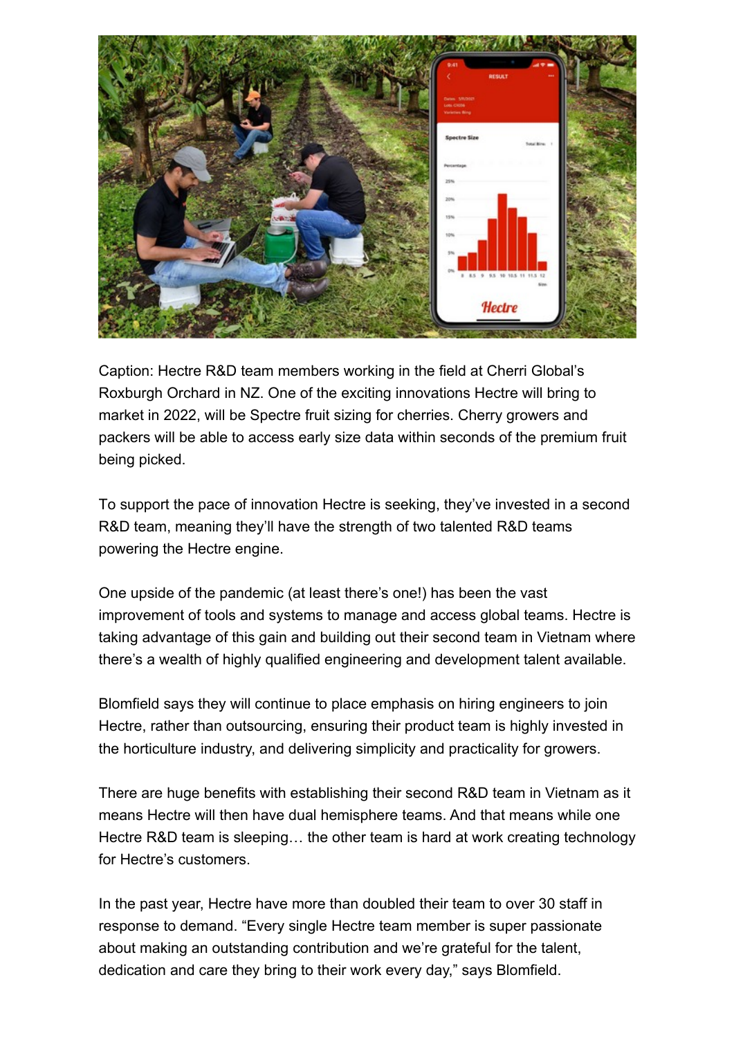Caption: Hectre R&D team members working in the field at Cherri Global's Roxburgh Orchard in NZ. One of the exciting innovations Hectre will bring to market in 2022, will be Spectre fruit sizing for cherries. Cherry growers and packers will be able to access early size data within seconds of the premium fruit being picked.

To support the pace of innovation Hectre is seeking, they've invested in a second R&D team, meaning they'll have the strength of two talented R&D teams powering the Hectre engine.

One upside of the pandemic (at least there's one!) has been the vast improvement of tools and systems to manage and access global teams. Hectre is taking advantage of this gain and building out their second team in Vietnam where there's a wealth of highly qualified engineering and development talent available.

Blomfield says they will continue to place emphasis on hiring engineers to join Hectre, rather than outsourcing, ensuring their product team is highly invested in the horticulture industry, and delivering simplicity and practicality for growers.

There are huge benefits with establishing their second R&D team in Vietnam as it means Hectre will then have dual hemisphere teams. And that means while one Hectre R&D team is sleeping… the other team is hard at work creating technology for Hectre's customers.

In the past year, Hectre have more than doubled their team to over 30 staff in response to demand. "Every single Hectre team member is super passionate about making an outstanding contribution and we're grateful for the talent, dedication and care they bring to their work every day," says Blomfield.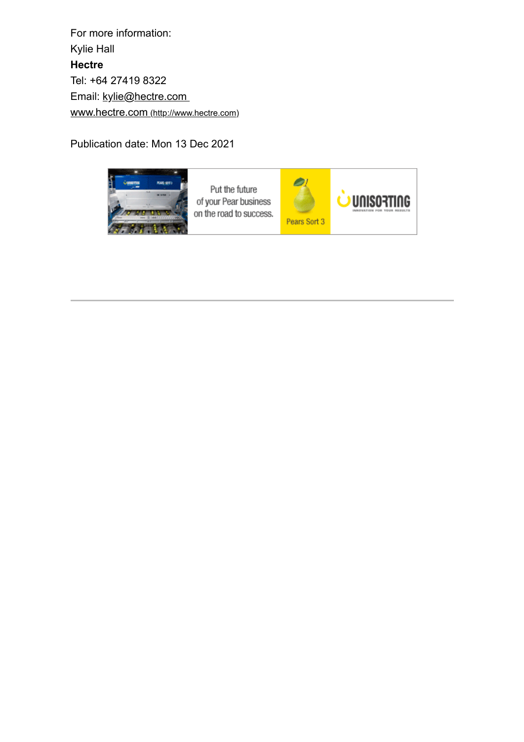For more information:
Kylie Hall
**Hectre**
Tel: +64 27419 8322
Email: kylie@hectre.com
www.hectre.com (http://www.hectre.com)

Publication date: Mon 13 Dec 2021